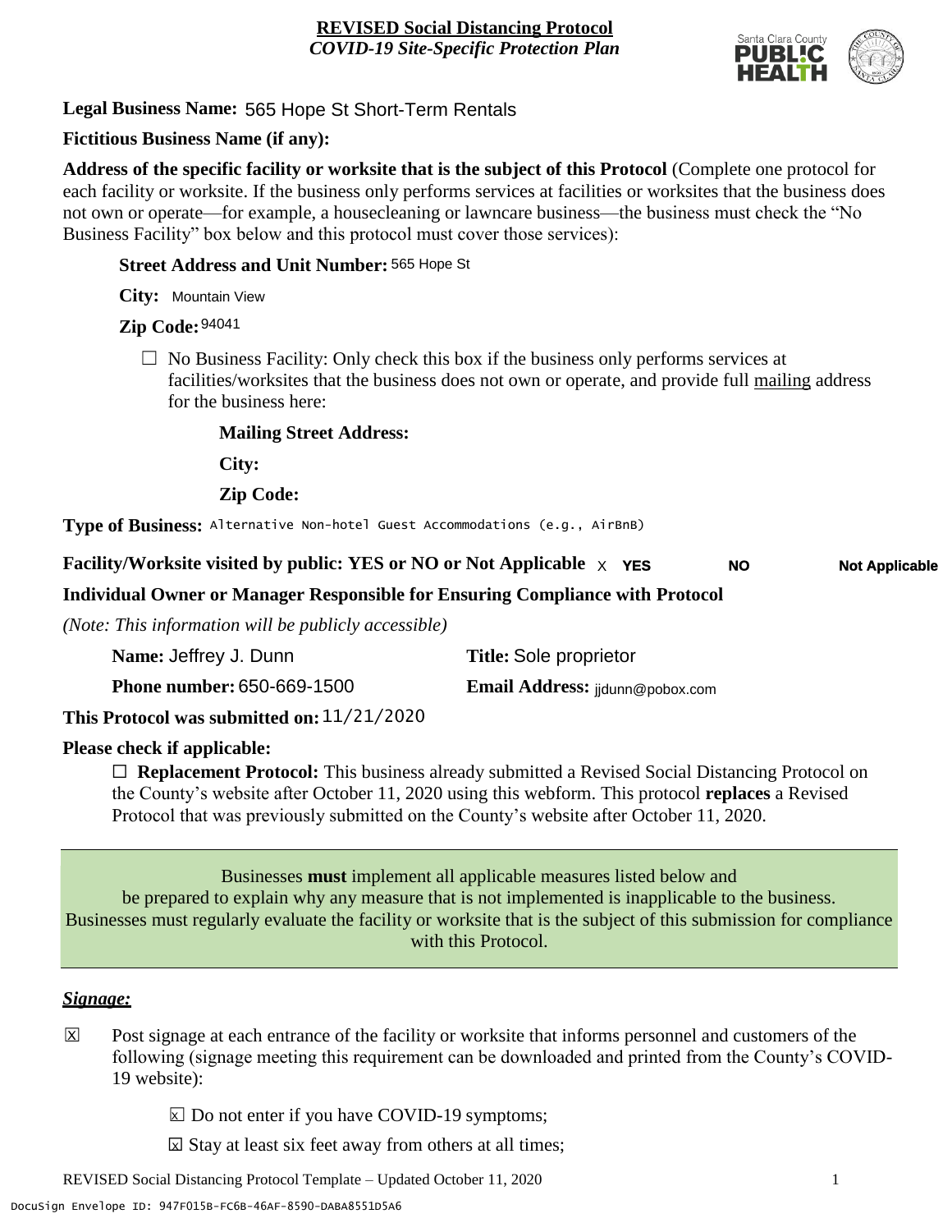**REVISED Social Distancing Protocol**
*COVID-19 Site-Specific Protection Plan*

**Legal Business Name:** 565 Hope St Short-Term Rentals

**Fictitious Business Name (if any):**

**Address of the specific facility or worksite that is the subject of this Protocol** (Complete one protocol for each facility or worksite. If the business only performs services at facilities or worksites that the business does not own or operate—for example, a housecleaning or lawncare business—the business must check the "No Business Facility" box below and this protocol must cover those services):

**Street Address and Unit Number:** 565 Hope St

**City:** Mountain View

**Zip Code:** 94041

☐ No Business Facility: Only check this box if the business only performs services at facilities/worksites that the business does not own or operate, and provide full mailing address for the business here:

**Mailing Street Address:**

**City:**

**Zip Code:**

**Type of Business:** Alternative Non-hotel Guest Accommodations (e.g., AirBnB)

**Facility/Worksite visited by public: YES or NO or Not Applicable** X **YES** **NO** **Not Applicable**

**Individual Owner or Manager Responsible for Ensuring Compliance with Protocol**

*(Note: This information will be publicly accessible)*

**Name:** Jeffrey J. Dunn **Title:** Sole proprietor

**Phone number:** 650-669-1500 **Email Address:** jjdunn@pobox.com

**This Protocol was submitted on:** 11/21/2020

**Please check if applicable:**

☐ **Replacement Protocol:** This business already submitted a Revised Social Distancing Protocol on the County's website after October 11, 2020 using this webform. This protocol **replaces** a Revised Protocol that was previously submitted on the County's website after October 11, 2020.

Businesses **must** implement all applicable measures listed below and be prepared to explain why any measure that is not implemented is inapplicable to the business. Businesses must regularly evaluate the facility or worksite that is the subject of this submission for compliance with this Protocol.

***Signage:***

☒ Post signage at each entrance of the facility or worksite that informs personnel and customers of the following (signage meeting this requirement can be downloaded and printed from the County's COVID-19 website):

☒ Do not enter if you have COVID-19 symptoms;

☒ Stay at least six feet away from others at all times;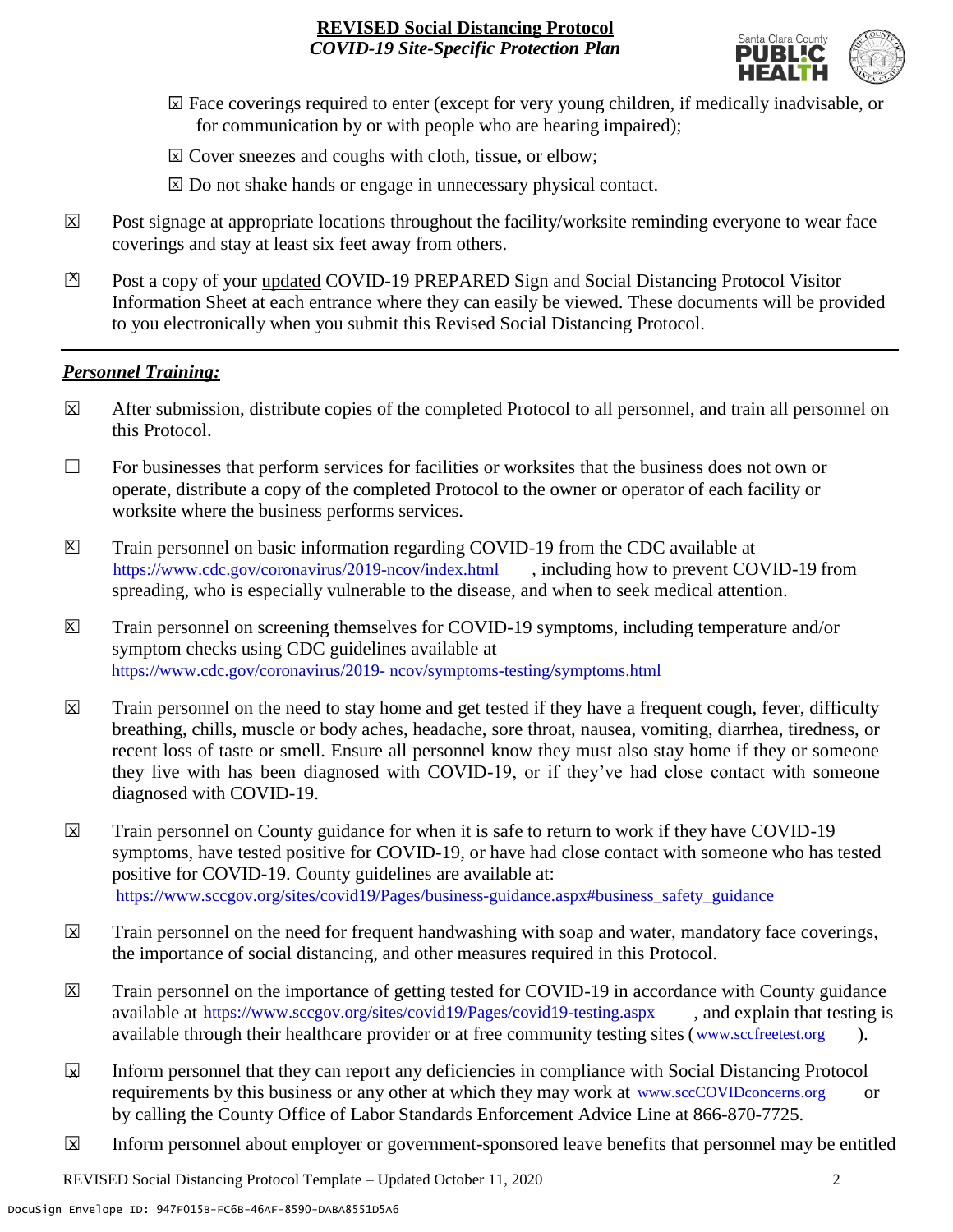- ☒ Face coverings required to enter (except for very young children, if medically inadvisable, or for communication by or with people who are hearing impaired);
- ☒ Cover sneezes and coughs with cloth, tissue, or elbow;
- ☒ Do not shake hands or engage in unnecessary physical contact.

☒ Post signage at appropriate locations throughout the facility/worksite reminding everyone to wear face coverings and stay at least six feet away from others.

☒ Post a copy of your updated COVID-19 PREPARED Sign and Social Distancing Protocol Visitor Information Sheet at each entrance where they can easily be viewed. These documents will be provided to you electronically when you submit this Revised Social Distancing Protocol.

---

***Personnel Training:***

☒ After submission, distribute copies of the completed Protocol to all personnel, and train all personnel on this Protocol.

☐ For businesses that perform services for facilities or worksites that the business does not own or operate, distribute a copy of the completed Protocol to the owner or operator of each facility or worksite where the business performs services.

☒ Train personnel on basic information regarding COVID-19 from the CDC available at https://www.cdc.gov/coronavirus/2019-ncov/index.html, including how to prevent COVID-19 from spreading, who is especially vulnerable to the disease, and when to seek medical attention.

☒ Train personnel on screening themselves for COVID-19 symptoms, including temperature and/or symptom checks using CDC guidelines available at https://www.cdc.gov/coronavirus/2019- ncov/symptoms-testing/symptoms.html

☒ Train personnel on the need to stay home and get tested if they have a frequent cough, fever, difficulty breathing, chills, muscle or body aches, headache, sore throat, nausea, vomiting, diarrhea, tiredness, or recent loss of taste or smell. Ensure all personnel know they must also stay home if they or someone they live with has been diagnosed with COVID-19, or if they've had close contact with someone diagnosed with COVID-19.

☒ Train personnel on County guidance for when it is safe to return to work if they have COVID-19 symptoms, have tested positive for COVID-19, or have had close contact with someone who has tested positive for COVID-19. County guidelines are available at: https://www.sccgov.org/sites/covid19/Pages/business-guidance.aspx#business_safety_guidance

☒ Train personnel on the need for frequent handwashing with soap and water, mandatory face coverings, the importance of social distancing, and other measures required in this Protocol.

☒ Train personnel on the importance of getting tested for COVID-19 in accordance with County guidance available at https://www.sccgov.org/sites/covid19/Pages/covid19-testing.aspx, and explain that testing is available through their healthcare provider or at free community testing sites (www.sccfreetest.org).

☒ Inform personnel that they can report any deficiencies in compliance with Social Distancing Protocol requirements by this business or any other at which they may work at www.sccCOVIDconcerns.org or by calling the County Office of Labor Standards Enforcement Advice Line at 866-870-7725.

☒ Inform personnel about employer or government-sponsored leave benefits that personnel may be entitled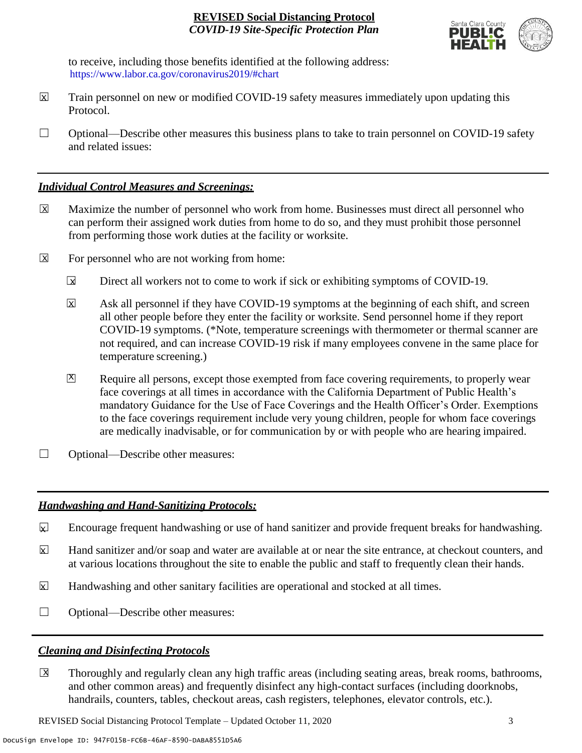to receive, including those benefits identified at the following address: https://www.labor.ca.gov/coronavirus2019/#chart

☒ Train personnel on new or modified COVID-19 safety measures immediately upon updating this Protocol.

☐ Optional—Describe other measures this business plans to take to train personnel on COVID-19 safety and related issues:

## *Individual Control Measures and Screenings:*

☒ Maximize the number of personnel who work from home. Businesses must direct all personnel who can perform their assigned work duties from home to do so, and they must prohibit those personnel from performing those work duties at the facility or worksite.

☒ For personnel who are not working from home:

- ☒ Direct all workers not to come to work if sick or exhibiting symptoms of COVID-19.
- ☒ Ask all personnel if they have COVID-19 symptoms at the beginning of each shift, and screen all other people before they enter the facility or worksite. Send personnel home if they report COVID-19 symptoms. (*Note, temperature screenings with thermometer or thermal scanner are not required, and can increase COVID-19 risk if many employees convene in the same place for temperature screening.)
- ☒ Require all persons, except those exempted from face covering requirements, to properly wear face coverings at all times in accordance with the California Department of Public Health's mandatory Guidance for the Use of Face Coverings and the Health Officer's Order. Exemptions to the face coverings requirement include very young children, people for whom face coverings are medically inadvisable, or for communication by or with people who are hearing impaired.

☐ Optional—Describe other measures:

## *Handwashing and Hand-Sanitizing Protocols:*

☒ Encourage frequent handwashing or use of hand sanitizer and provide frequent breaks for handwashing.

☒ Hand sanitizer and/or soap and water are available at or near the site entrance, at checkout counters, and at various locations throughout the site to enable the public and staff to frequently clean their hands.

☒ Handwashing and other sanitary facilities are operational and stocked at all times.

☐ Optional—Describe other measures:

## *Cleaning and Disinfecting Protocols*

☒ Thoroughly and regularly clean any high traffic areas (including seating areas, break rooms, bathrooms, and other common areas) and frequently disinfect any high-contact surfaces (including doorknobs, handrails, counters, tables, checkout areas, cash registers, telephones, elevator controls, etc.).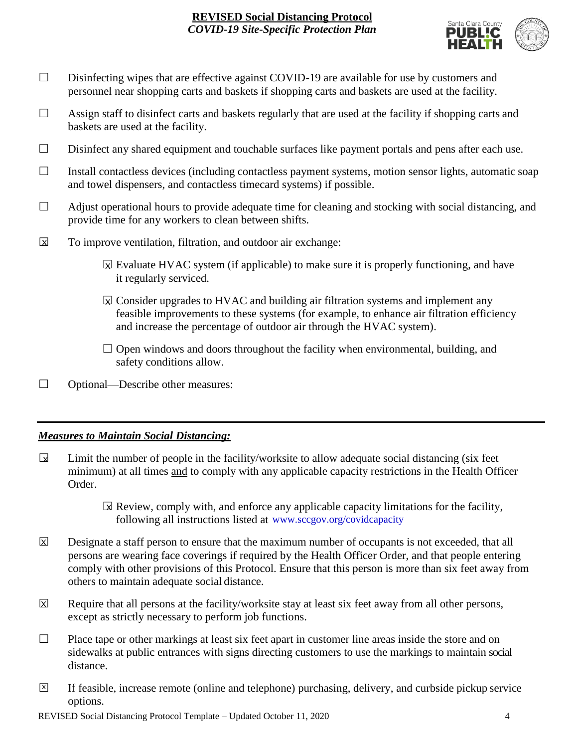☐ Disinfecting wipes that are effective against COVID-19 are available for use by customers and personnel near shopping carts and baskets if shopping carts and baskets are used at the facility.

☐ Assign staff to disinfect carts and baskets regularly that are used at the facility if shopping carts and baskets are used at the facility.

☐ Disinfect any shared equipment and touchable surfaces like payment portals and pens after each use.

☐ Install contactless devices (including contactless payment systems, motion sensor lights, automatic soap and towel dispensers, and contactless timecard systems) if possible.

☐ Adjust operational hours to provide adequate time for cleaning and stocking with social distancing, and provide time for any workers to clean between shifts.

☒ To improve ventilation, filtration, and outdoor air exchange:

- ☒ Evaluate HVAC system (if applicable) to make sure it is properly functioning, and have it regularly serviced.
- ☒ Consider upgrades to HVAC and building air filtration systems and implement any feasible improvements to these systems (for example, to enhance air filtration efficiency and increase the percentage of outdoor air through the HVAC system).
- ☐ Open windows and doors throughout the facility when environmental, building, and safety conditions allow.

☐ Optional—Describe other measures:

---

### ***Measures to Maintain Social Distancing:***

☒ Limit the number of people in the facility/worksite to allow adequate social distancing (six feet minimum) at all times and to comply with any applicable capacity restrictions in the Health Officer Order.

- ☒ Review, comply with, and enforce any applicable capacity limitations for the facility, following all instructions listed at www.sccgov.org/covidcapacity

☒ Designate a staff person to ensure that the maximum number of occupants is not exceeded, that all persons are wearing face coverings if required by the Health Officer Order, and that people entering comply with other provisions of this Protocol. Ensure that this person is more than six feet away from others to maintain adequate social distance.

☒ Require that all persons at the facility/worksite stay at least six feet away from all other persons, except as strictly necessary to perform job functions.

☐ Place tape or other markings at least six feet apart in customer line areas inside the store and on sidewalks at public entrances with signs directing customers to use the markings to maintain social distance.

☒ If feasible, increase remote (online and telephone) purchasing, delivery, and curbside pickup service options.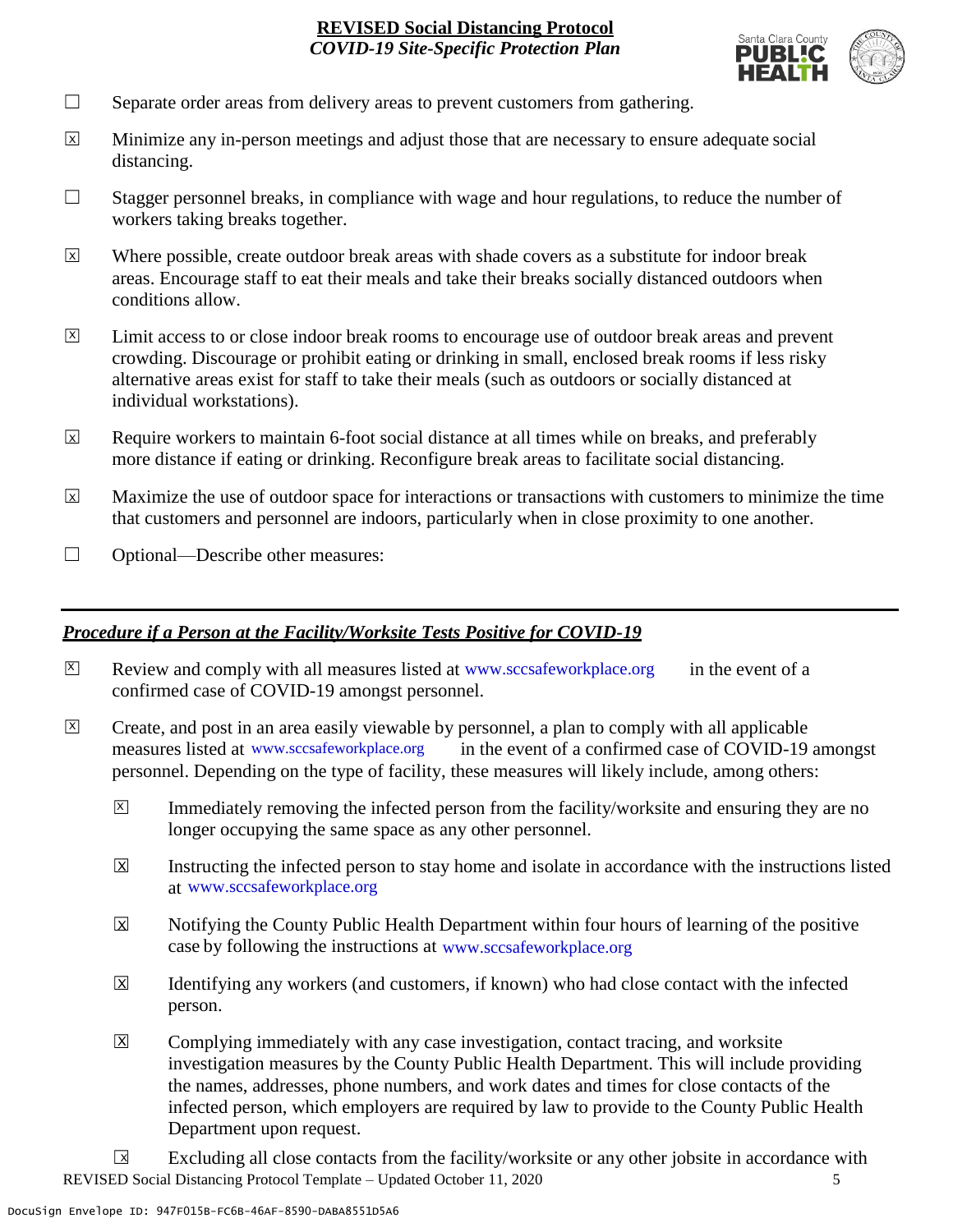☐ Separate order areas from delivery areas to prevent customers from gathering.

☒ Minimize any in-person meetings and adjust those that are necessary to ensure adequate social distancing.

☐ Stagger personnel breaks, in compliance with wage and hour regulations, to reduce the number of workers taking breaks together.

☒ Where possible, create outdoor break areas with shade covers as a substitute for indoor break areas. Encourage staff to eat their meals and take their breaks socially distanced outdoors when conditions allow.

☒ Limit access to or close indoor break rooms to encourage use of outdoor break areas and prevent crowding. Discourage or prohibit eating or drinking in small, enclosed break rooms if less risky alternative areas exist for staff to take their meals (such as outdoors or socially distanced at individual workstations).

☒ Require workers to maintain 6-foot social distance at all times while on breaks, and preferably more distance if eating or drinking. Reconfigure break areas to facilitate social distancing.

☒ Maximize the use of outdoor space for interactions or transactions with customers to minimize the time that customers and personnel are indoors, particularly when in close proximity to one another.

☐ Optional—Describe other measures:

---

## ***Procedure if a Person at the Facility/Worksite Tests Positive for COVID-19***

☒ Review and comply with all measures listed at www.sccsafeworkplace.org in the event of a confirmed case of COVID-19 amongst personnel.

☒ Create, and post in an area easily viewable by personnel, a plan to comply with all applicable measures listed at www.sccsafeworkplace.org in the event of a confirmed case of COVID-19 amongst personnel. Depending on the type of facility, these measures will likely include, among others:

- ☒ Immediately removing the infected person from the facility/worksite and ensuring they are no longer occupying the same space as any other personnel.

- ☒ Instructing the infected person to stay home and isolate in accordance with the instructions listed at www.sccsafeworkplace.org

- ☒ Notifying the County Public Health Department within four hours of learning of the positive case by following the instructions at www.sccsafeworkplace.org

- ☒ Identifying any workers (and customers, if known) who had close contact with the infected person.

- ☒ Complying immediately with any case investigation, contact tracing, and worksite investigation measures by the County Public Health Department. This will include providing the names, addresses, phone numbers, and work dates and times for close contacts of the infected person, which employers are required by law to provide to the County Public Health Department upon request.

- ☒ Excluding all close contacts from the facility/worksite or any other jobsite in accordance with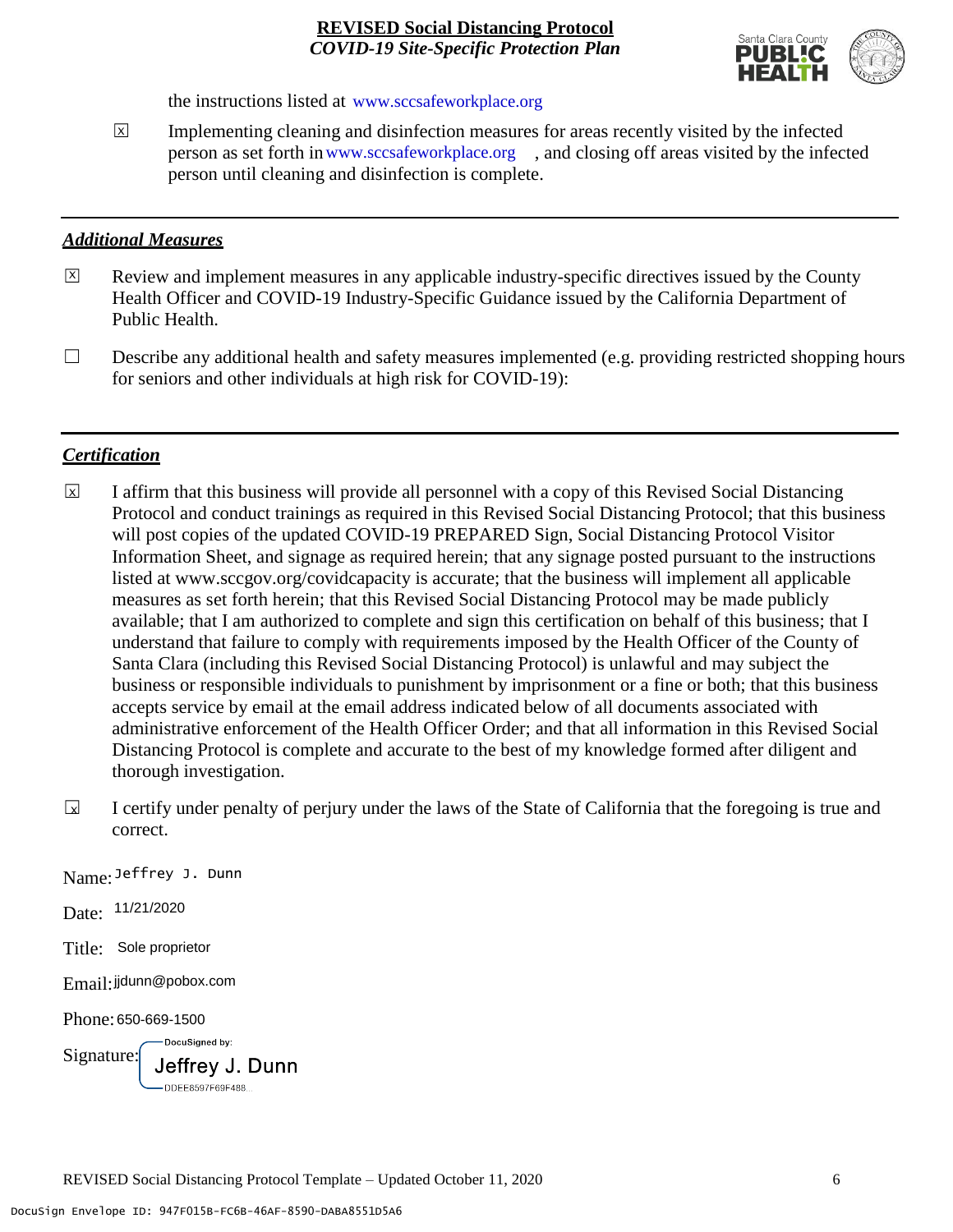the instructions listed at www.sccsafeworkplace.org

☒ Implementing cleaning and disinfection measures for areas recently visited by the infected person as set forth in www.sccsafeworkplace.org , and closing off areas visited by the infected person until cleaning and disinfection is complete.

## *Additional Measures*

☒ Review and implement measures in any applicable industry-specific directives issued by the County Health Officer and COVID-19 Industry-Specific Guidance issued by the California Department of Public Health.

☐ Describe any additional health and safety measures implemented (e.g. providing restricted shopping hours for seniors and other individuals at high risk for COVID-19):

## *Certification*

☒ I affirm that this business will provide all personnel with a copy of this Revised Social Distancing Protocol and conduct trainings as required in this Revised Social Distancing Protocol; that this business will post copies of the updated COVID-19 PREPARED Sign, Social Distancing Protocol Visitor Information Sheet, and signage as required herein; that any signage posted pursuant to the instructions listed at www.sccgov.org/covidcapacity is accurate; that the business will implement all applicable measures as set forth herein; that this Revised Social Distancing Protocol may be made publicly available; that I am authorized to complete and sign this certification on behalf of this business; that I understand that failure to comply with requirements imposed by the Health Officer of the County of Santa Clara (including this Revised Social Distancing Protocol) is unlawful and may subject the business or responsible individuals to punishment by imprisonment or a fine or both; that this business accepts service by email at the email address indicated below of all documents associated with administrative enforcement of the Health Officer Order; and that all information in this Revised Social Distancing Protocol is complete and accurate to the best of my knowledge formed after diligent and thorough investigation.

☒ I certify under penalty of perjury under the laws of the State of California that the foregoing is true and correct.

Name: Jeffrey J. Dunn

Date: 11/21/2020

Title: Sole proprietor

Email: jjdunn@pobox.com

Phone: 650-669-1500

Signature: DocuSigned by: Jeffrey J. Dunn DDEE8597F69F488...

DocuSign Envelope ID: 947F015B-FC6B-46AF-8590-DABA8551D5A6